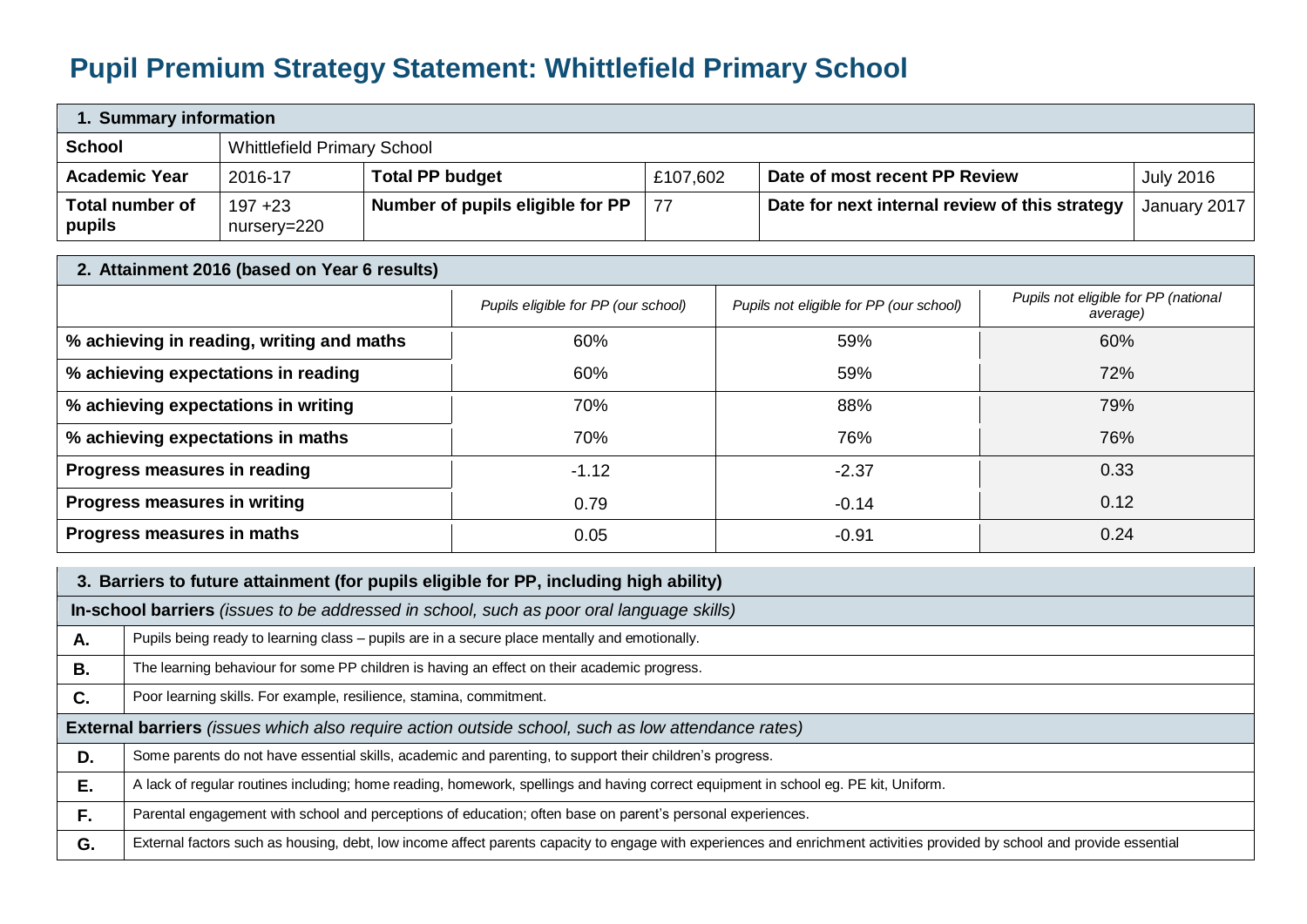# Pupil Premium Strategy Statement: Whittlefield Primary School

| **1. Summary information** | | | | | |
|---|---|---|---|---|---|
| **School** | Whittlefield Primary School | | | | |
| **Academic Year** | 2016-17 | **Total PP budget** | £107,602 | **Date of most recent PP Review** | July 2016 |
| **Total number of pupils** | 197 +23 nursery=220 | **Number of pupils eligible for PP** | 77 | **Date for next internal review of this strategy** | January 2017 |

| **2. Attainment 2016 (based on Year 6 results)** | | | |
|---|---|---|---|
| | *Pupils eligible for PP (our school)* | *Pupils not eligible for PP (our school)* | *Pupils not eligible for PP (national average)* |
| **% achieving in reading, writing and maths** | 60% | 59% | 60% |
| **% achieving expectations in reading** | 60% | 59% | 72% |
| **% achieving expectations in writing** | 70% | 88% | 79% |
| **% achieving expectations in maths** | 70% | 76% | 76% |
| **Progress measures in reading** | -1.12 | -2.37 | 0.33 |
| **Progress measures in writing** | 0.79 | -0.14 | 0.12 |
| **Progress measures in maths** | 0.05 | -0.91 | 0.24 |

| **3. Barriers to future attainment (for pupils eligible for PP, including high ability)** | |
|---|---|
| **In-school barriers** *(issues to be addressed in school, such as poor oral language skills)* | |
| **A.** | Pupils being ready to learning class – pupils are in a secure place mentally and emotionally. |
| **B.** | The learning behaviour for some PP children is having an effect on their academic progress. |
| **C.** | Poor learning skills. For example, resilience, stamina, commitment. |
| **External barriers** *(issues which also require action outside school, such as low attendance rates)* | |
| **D.** | Some parents do not have essential skills, academic and parenting, to support their children's progress. |
| **E.** | A lack of regular routines including; home reading, homework, spellings and having correct equipment in school eg. PE kit, Uniform. |
| **F.** | Parental engagement with school and perceptions of education; often base on parent's personal experiences. |
| **G.** | External factors such as housing, debt, low income affect parents capacity to engage with experiences and enrichment activities provided by school and provide essential |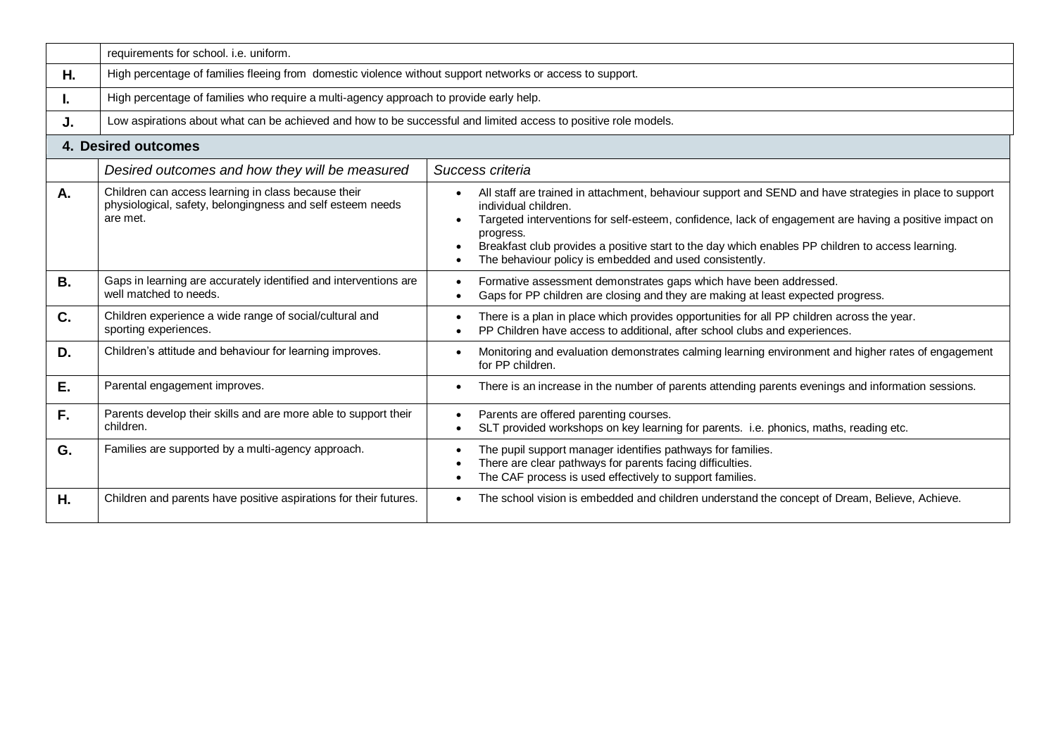| | |
|---|---|
| | requirements for school. i.e. uniform. |
| **H.** | High percentage of families fleeing from domestic violence without support networks or access to support. |
| **I.** | High percentage of families who require a multi-agency approach to provide early help. |
| **J.** | Low aspirations about what can be achieved and how to be successful and limited access to positive role models. |

## 4. Desired outcomes

| | *Desired outcomes and how they will be measured* | *Success criteria* |
|---|---|---|
| **A.** | Children can access learning in class because their physiological, safety, belongingness and self esteem needs are met. | • All staff are trained in attachment, behaviour support and SEND and have strategies in place to support individual children.<br>• Targeted interventions for self-esteem, confidence, lack of engagement are having a positive impact on progress.<br>• Breakfast club provides a positive start to the day which enables PP children to access learning.<br>• The behaviour policy is embedded and used consistently. |
| **B.** | Gaps in learning are accurately identified and interventions are well matched to needs. | • Formative assessment demonstrates gaps which have been addressed.<br>• Gaps for PP children are closing and they are making at least expected progress. |
| **C.** | Children experience a wide range of social/cultural and sporting experiences. | • There is a plan in place which provides opportunities for all PP children across the year.<br>• PP Children have access to additional, after school clubs and experiences. |
| **D.** | Children's attitude and behaviour for learning improves. | • Monitoring and evaluation demonstrates calming learning environment and higher rates of engagement for PP children. |
| **E.** | Parental engagement improves. | • There is an increase in the number of parents attending parents evenings and information sessions. |
| **F.** | Parents develop their skills and are more able to support their children. | • Parents are offered parenting courses.<br>• SLT provided workshops on key learning for parents. i.e. phonics, maths, reading etc. |
| **G.** | Families are supported by a multi-agency approach. | • The pupil support manager identifies pathways for families.<br>• There are clear pathways for parents facing difficulties.<br>• The CAF process is used effectively to support families. |
| **H.** | Children and parents have positive aspirations for their futures. | • The school vision is embedded and children understand the concept of Dream, Believe, Achieve. |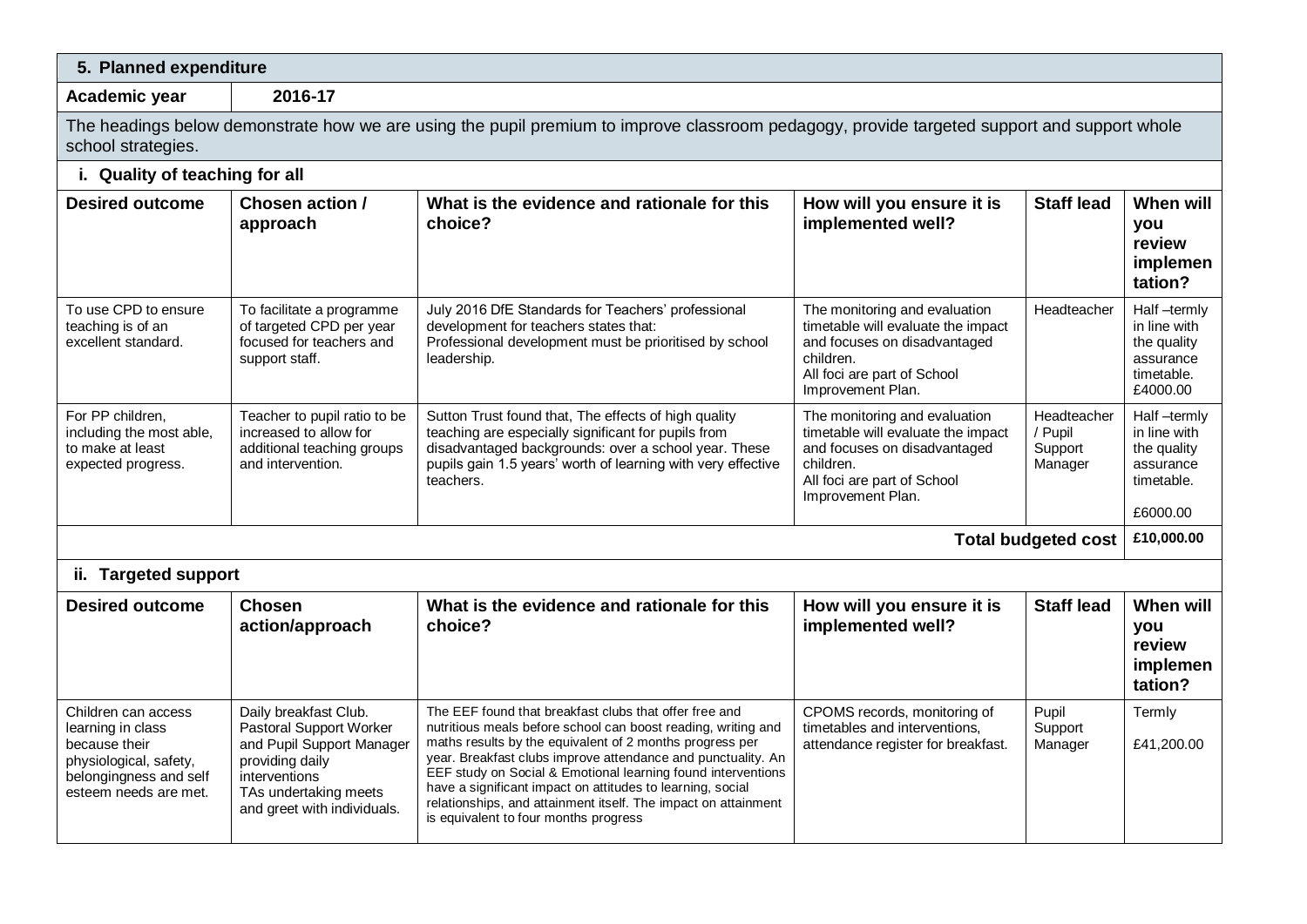## 5. Planned expenditure

**Academic year** | **2016-17**

The headings below demonstrate how we are using the pupil premium to improve classroom pedagogy, provide targeted support and support whole school strategies.

### i. Quality of teaching for all

| Desired outcome | Chosen action / approach | What is the evidence and rationale for this choice? | How will you ensure it is implemented well? | Staff lead | When will you review implementation? |
|---|---|---|---|---|---|
| To use CPD to ensure teaching is of an excellent standard. | To facilitate a programme of targeted CPD per year focused for teachers and support staff. | July 2016 DfE Standards for Teachers' professional development for teachers states that: Professional development must be prioritised by school leadership. | The monitoring and evaluation timetable will evaluate the impact and focuses on disadvantaged children. All foci are part of School Improvement Plan. | Headteacher | Half –termly in line with the quality assurance timetable. £4000.00 |
| For PP children, including the most able, to make at least expected progress. | Teacher to pupil ratio to be increased to allow for additional teaching groups and intervention. | Sutton Trust found that, The effects of high quality teaching are especially significant for pupils from disadvantaged backgrounds: over a school year. These pupils gain 1.5 years' worth of learning with very effective teachers. | The monitoring and evaluation timetable will evaluate the impact and focuses on disadvantaged children. All foci are part of School Improvement Plan. | Headteacher / Pupil Support Manager | Half –termly in line with the quality assurance timetable. £6000.00 |
| | | | | **Total budgeted cost** | **£10,000.00** |

### ii. Targeted support

| Desired outcome | Chosen action/approach | What is the evidence and rationale for this choice? | How will you ensure it is implemented well? | Staff lead | When will you review implementation? |
|---|---|---|---|---|---|
| Children can access learning in class because their physiological, safety, belongingness and self esteem needs are met. | Daily breakfast Club. Pastoral Support Worker and Pupil Support Manager providing daily interventions TAs undertaking meets and greet with individuals. | The EEF found that breakfast clubs that offer free and nutritious meals before school can boost reading, writing and maths results by the equivalent of 2 months progress per year. Breakfast clubs improve attendance and punctuality. An EEF study on Social & Emotional learning found interventions have a significant impact on attitudes to learning, social relationships, and attainment itself. The impact on attainment is equivalent to four months progress | CPOMS records, monitoring of timetables and interventions, attendance register for breakfast. | Pupil Support Manager | Termly £41,200.00 |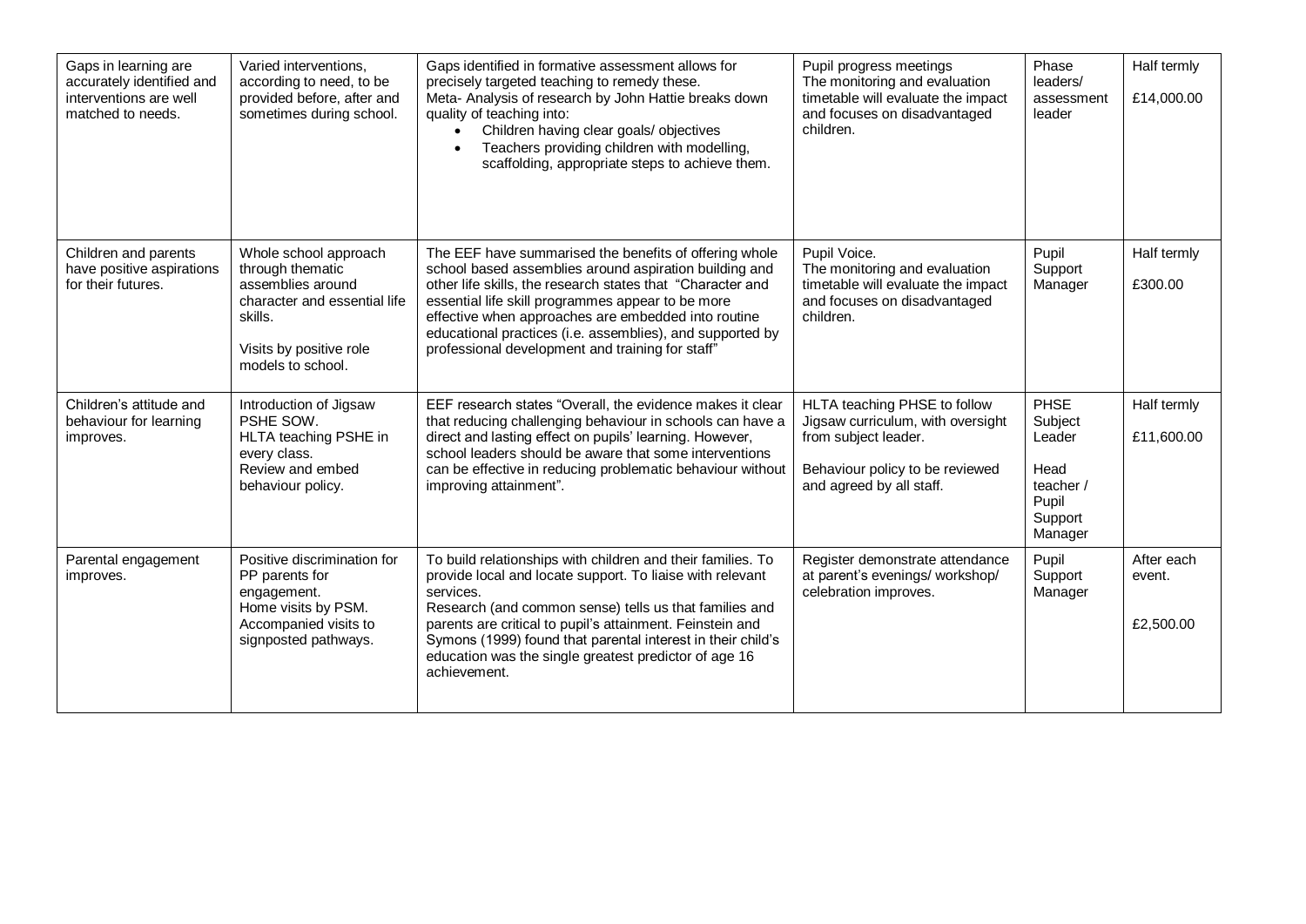| | | | | | |
|---|---|---|---|---|---|
| Gaps in learning are accurately identified and interventions are well matched to needs. | Varied interventions, according to need, to be provided before, after and sometimes during school. | Gaps identified in formative assessment allows for precisely targeted teaching to remedy these.<br>Meta- Analysis of research by John Hattie breaks down quality of teaching into:<br>• Children having clear goals/ objectives<br>• Teachers providing children with modelling, scaffolding, appropriate steps to achieve them. | Pupil progress meetings<br>The monitoring and evaluation timetable will evaluate the impact and focuses on disadvantaged children. | Phase leaders/ assessment leader | Half termly<br><br>£14,000.00 |
| Children and parents have positive aspirations for their futures. | Whole school approach through thematic assemblies around character and essential life skills.<br><br>Visits by positive role models to school. | The EEF have summarised the benefits of offering whole school based assemblies around aspiration building and other life skills, the research states that "Character and essential life skill programmes appear to be more effective when approaches are embedded into routine educational practices (i.e. assemblies), and supported by professional development and training for staff" | Pupil Voice.<br>The monitoring and evaluation timetable will evaluate the impact and focuses on disadvantaged children. | Pupil Support Manager | Half termly<br><br>£300.00 |
| Children's attitude and behaviour for learning improves. | Introduction of Jigsaw PSHE SOW.<br>HLTA teaching PSHE in every class.<br>Review and embed behaviour policy. | EEF research states "Overall, the evidence makes it clear that reducing challenging behaviour in schools can have a direct and lasting effect on pupils' learning. However, school leaders should be aware that some interventions can be effective in reducing problematic behaviour without improving attainment". | HLTA teaching PHSE to follow Jigsaw curriculum, with oversight from subject leader.<br><br>Behaviour policy to be reviewed and agreed by all staff. | PHSE Subject Leader<br><br>Head teacher / Pupil Support Manager | Half termly<br><br>£11,600.00 |
| Parental engagement improves. | Positive discrimination for PP parents for engagement.<br>Home visits by PSM.<br>Accompanied visits to signposted pathways. | To build relationships with children and their families. To provide local and locate support. To liaise with relevant services.<br>Research (and common sense) tells us that families and parents are critical to pupil's attainment. Feinstein and Symons (1999) found that parental interest in their child's education was the single greatest predictor of age 16 achievement. | Register demonstrate attendance at parent's evenings/ workshop/ celebration improves. | Pupil Support Manager | After each event.<br><br>£2,500.00 |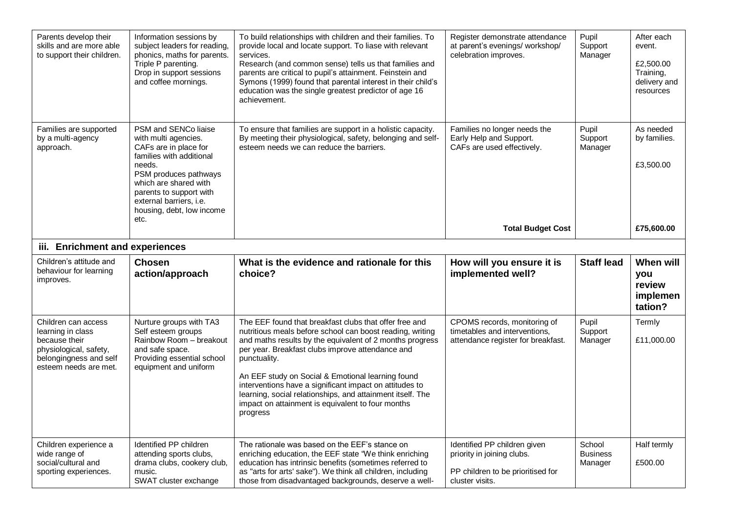| | | | | | |
|---|---|---|---|---|---|
| Parents develop their skills and are more able to support their children. | Information sessions by subject leaders for reading, phonics, maths for parents. Triple P parenting. Drop in support sessions and coffee mornings. | To build relationships with children and their families. To provide local and locate support. To liase with relevant services. Research (and common sense) tells us that families and parents are critical to pupil's attainment. Feinstein and Symons (1999) found that parental interest in their child's education was the single greatest predictor of age 16 achievement. | Register demonstrate attendance at parent's evenings/ workshop/ celebration improves. | Pupil Support Manager | After each event. £2,500.00 Training, delivery and resources |
| Families are supported by a multi-agency approach. | PSM and SENCo liaise with multi agencies. CAFs are in place for families with additional needs. PSM produces pathways which are shared with parents to support with external barriers, i.e. housing, debt, low income etc. | To ensure that families are support in a holistic capacity. By meeting their physiological, safety, belonging and self-esteem needs we can reduce the barriers. | Families no longer needs the Early Help and Support. CAFs are used effectively. **Total Budget Cost** | Pupil Support Manager | As needed by families. £3,500.00 **£75,600.00** |

### iii. Enrichment and experiences

| Children's attitude and behaviour for learning improves. | **Chosen action/approach** | **What is the evidence and rationale for this choice?** | **How will you ensure it is implemented well?** | **Staff lead** | **When will you review implementation?** |
|---|---|---|---|---|---|
| Children can access learning in class because their physiological, safety, belongingness and self esteem needs are met. | Nurture groups with TA3 Self esteem groups Rainbow Room – breakout and safe space. Providing essential school equipment and uniform | The EEF found that breakfast clubs that offer free and nutritious meals before school can boost reading, writing and maths results by the equivalent of 2 months progress per year. Breakfast clubs improve attendance and punctuality. An EEF study on Social & Emotional learning found interventions have a significant impact on attitudes to learning, social relationships, and attainment itself. The impact on attainment is equivalent to four months progress | CPOMS records, monitoring of timetables and interventions, attendance register for breakfast. | Pupil Support Manager | Termly £11,000.00 |
| Children experience a wide range of social/cultural and sporting experiences. | Identified PP children attending sports clubs, drama clubs, cookery club, music. SWAT cluster exchange | The rationale was based on the EEF's stance on enriching education, the EEF state "We think enriching education has intrinsic benefits (sometimes referred to as "arts for arts' sake"). We think all children, including those from disadvantaged backgrounds, deserve a well- | Identified PP children given priority in joining clubs. PP children to be prioritised for cluster visits. | School Business Manager | Half termly £500.00 |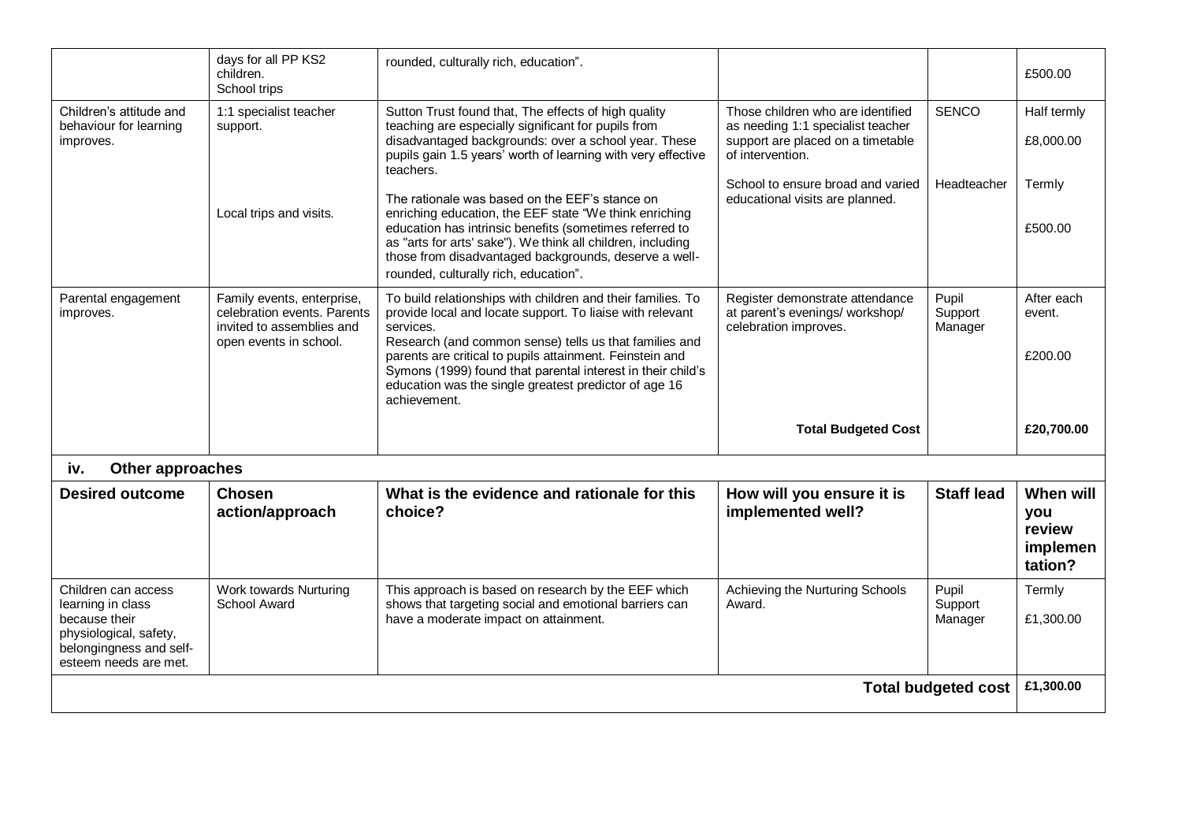| | | | | | |
|---|---|---|---|---|---|
| | days for all PP KS2 children. School trips | rounded, culturally rich, education". | | | £500.00 |
| Children's attitude and behaviour for learning improves. | 1:1 specialist teacher support.<br><br>Local trips and visits. | Sutton Trust found that, The effects of high quality teaching are especially significant for pupils from disadvantaged backgrounds: over a school year. These pupils gain 1.5 years' worth of learning with very effective teachers.<br><br>The rationale was based on the EEF's stance on enriching education, the EEF state "We think enriching education has intrinsic benefits (sometimes referred to as "arts for arts' sake"). We think all children, including those from disadvantaged backgrounds, deserve a well-rounded, culturally rich, education". | Those children who are identified as needing 1:1 specialist teacher support are placed on a timetable of intervention.<br><br>School to ensure broad and varied educational visits are planned. | SENCO<br><br>Headteacher | Half termly<br>£8,000.00<br><br>Termly<br>£500.00 |
| Parental engagement improves. | Family events, enterprise, celebration events. Parents invited to assemblies and open events in school. | To build relationships with children and their families. To provide local and locate support. To liaise with relevant services.<br>Research (and common sense) tells us that families and parents are critical to pupils attainment. Feinstein and Symons (1999) found that parental interest in their child's education was the single greatest predictor of age 16 achievement. | Register demonstrate attendance at parent's evenings/ workshop/ celebration improves. | Pupil Support Manager | After each event.<br>£200.00 |
| | | | **Total Budgeted Cost** | | **£20,700.00** |

### iv. Other approaches

| **Desired outcome** | **Chosen action/approach** | **What is the evidence and rationale for this choice?** | **How will you ensure it is implemented well?** | **Staff lead** | **When will you review implementation?** |
|---|---|---|---|---|---|
| Children can access learning in class because their physiological, safety, belongingness and self-esteem needs are met. | Work towards Nurturing School Award | This approach is based on research by the EEF which shows that targeting social and emotional barriers can have a moderate impact on attainment. | Achieving the Nurturing Schools Award. | Pupil Support Manager | Termly<br>£1,300.00 |
| | | | | **Total budgeted cost** | **£1,300.00** |